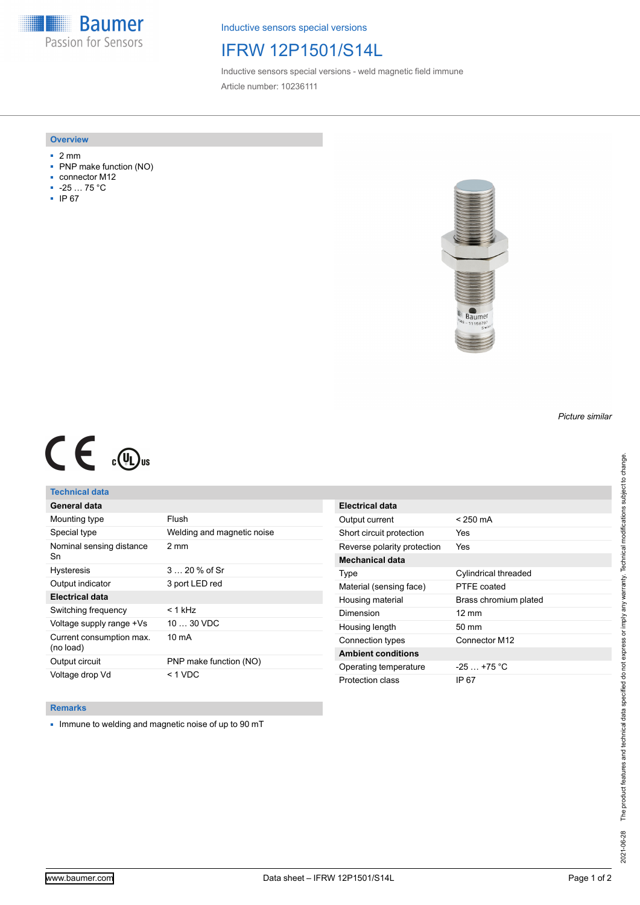Baumer
Passion for Sensors

Inductive sensors special versions

# IFRW 12P1501/S14L

Inductive sensors special versions - weld magnetic field immune

Article number: 10236111

## Overview

- 2 mm
- PNP make function (NO)
- connector M12
- -25 … 75 °C
- IP 67

*Picture similar*

## Technical data

| General data | |
|---|---|
| Mounting type | Flush |
| Special type | Welding and magnetic noise |
| Nominal sensing distance Sn | 2 mm |
| Hysteresis | 3 … 20 % of Sr |
| Output indicator | 3 port LED red |
| **Electrical data** | |
| Switching frequency | < 1 kHz |
| Voltage supply range +Vs | 10 … 30 VDC |
| Current consumption max. (no load) | 10 mA |
| Output circuit | PNP make function (NO) |
| Voltage drop Vd | < 1 VDC |

| Electrical data | |
|---|---|
| Output current | < 250 mA |
| Short circuit protection | Yes |
| Reverse polarity protection | Yes |
| **Mechanical data** | |
| Type | Cylindrical threaded |
| Material (sensing face) | PTFE coated |
| Housing material | Brass chromium plated |
| Dimension | 12 mm |
| Housing length | 50 mm |
| Connection types | Connector M12 |
| **Ambient conditions** | |
| Operating temperature | -25 … +75 °C |
| Protection class | IP 67 |

## Remarks

- Immune to welding and magnetic noise of up to 90 mT

2021-06-28 The product features and technical data specified do not express or imply any warranty. Technical modifications subject to change.

www.baumer.com Data sheet – IFRW 12P1501/S14L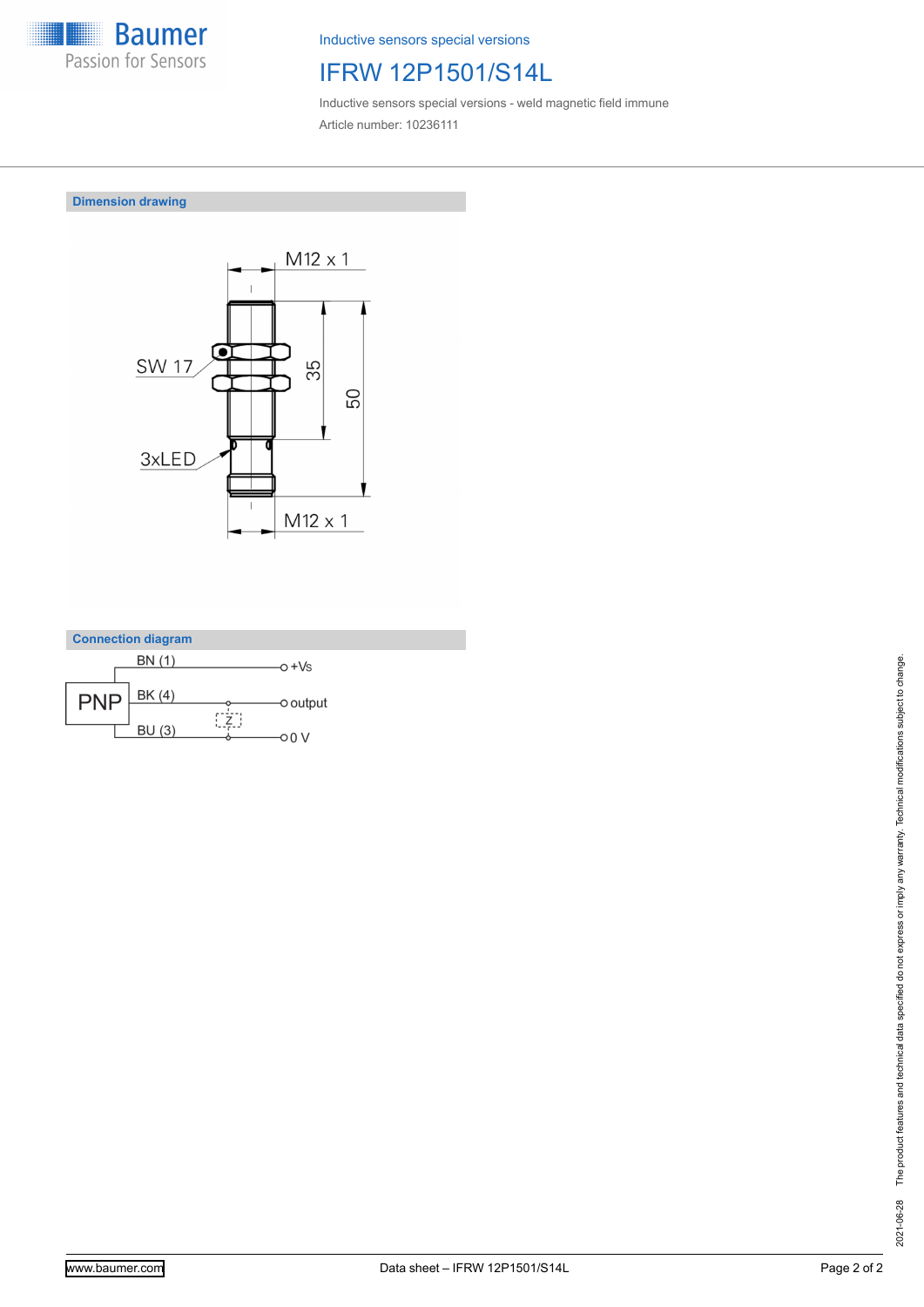Inductive sensors special versions

# IFRW 12P1501/S14L

Inductive sensors special versions - weld magnetic field immune

Article number: 10236111

## Dimension drawing

M12 x 1

SW 17

35

50

3xLED

M12 x 1

## Connection diagram

PNP

BN (1)

+Vs

BK (4)

output

Z

BU (3)

0 V

The product features and technical data specified do not express or imply any warranty. Technical modifications subject to change.

2021-06-28